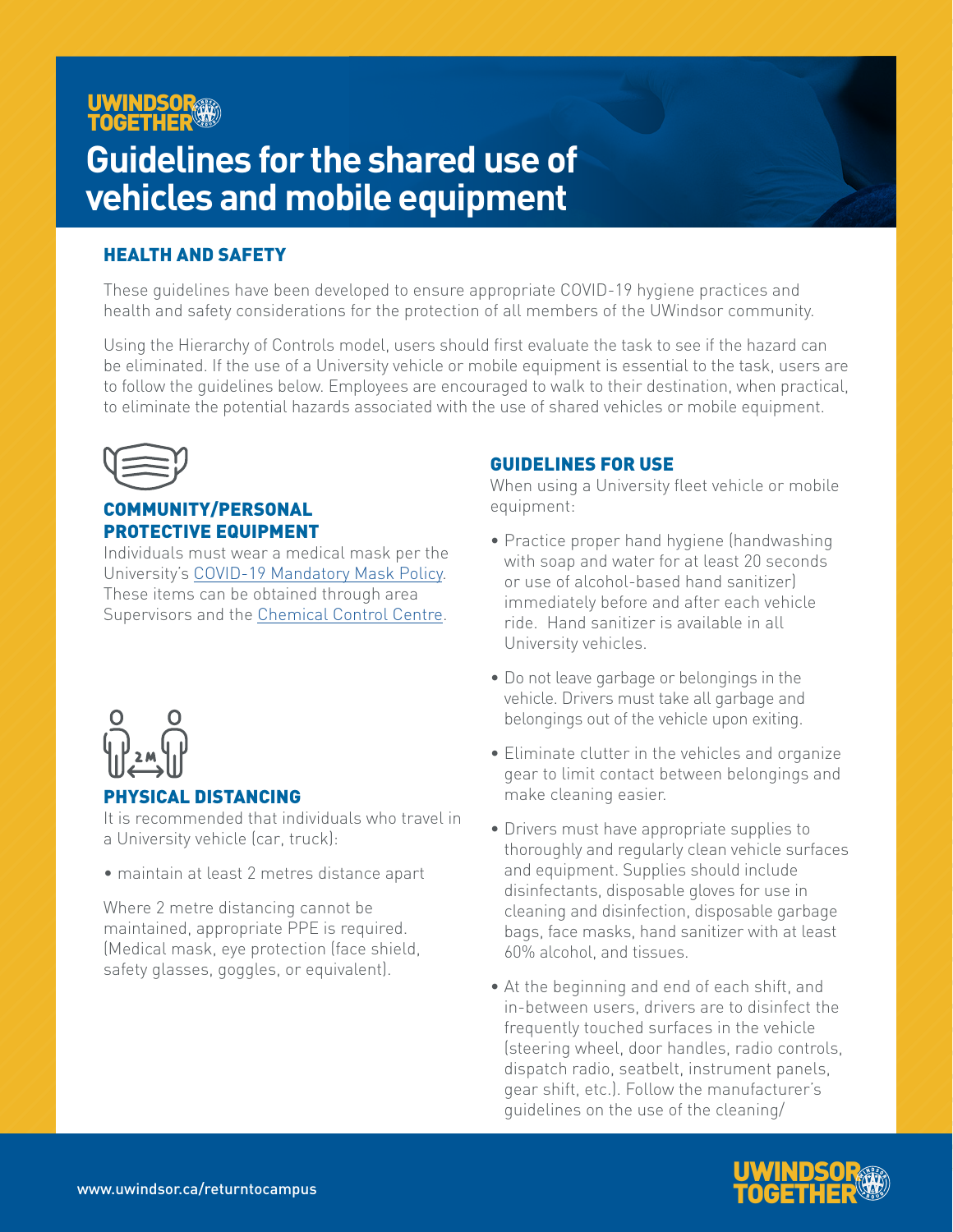UWINDSOR TOGETHER

# Guidelines for the shared use of vehicles and mobile equipment

## HEALTH AND SAFETY

These guidelines have been developed to ensure appropriate COVID-19 hygiene practices and health and safety considerations for the protection of all members of the UWindsor community.

Using the Hierarchy of Controls model, users should first evaluate the task to see if the hazard can be eliminated. If the use of a University vehicle or mobile equipment is essential to the task, users are to follow the guidelines below. Employees are encouraged to walk to their destination, when practical, to eliminate the potential hazards associated with the use of shared vehicles or mobile equipment.

### COMMUNITY/PERSONAL PROTECTIVE EQUIPMENT

Individuals must wear a medical mask per the University's COVID-19 Mandatory Mask Policy. These items can be obtained through area Supervisors and the Chemical Control Centre.

### PHYSICAL DISTANCING

It is recommended that individuals who travel in a University vehicle (car, truck):

- maintain at least 2 metres distance apart

Where 2 metre distancing cannot be maintained, appropriate PPE is required. (Medical mask, eye protection (face shield, safety glasses, goggles, or equivalent).

### GUIDELINES FOR USE

When using a University fleet vehicle or mobile equipment:

- Practice proper hand hygiene (handwashing with soap and water for at least 20 seconds or use of alcohol-based hand sanitizer) immediately before and after each vehicle ride. Hand sanitizer is available in all University vehicles.
- Do not leave garbage or belongings in the vehicle. Drivers must take all garbage and belongings out of the vehicle upon exiting.
- Eliminate clutter in the vehicles and organize gear to limit contact between belongings and make cleaning easier.
- Drivers must have appropriate supplies to thoroughly and regularly clean vehicle surfaces and equipment. Supplies should include disinfectants, disposable gloves for use in cleaning and disinfection, disposable garbage bags, face masks, hand sanitizer with at least 60% alcohol, and tissues.
- At the beginning and end of each shift, and in-between users, drivers are to disinfect the frequently touched surfaces in the vehicle (steering wheel, door handles, radio controls, dispatch radio, seatbelt, instrument panels, gear shift, etc.). Follow the manufacturer's guidelines on the use of the cleaning/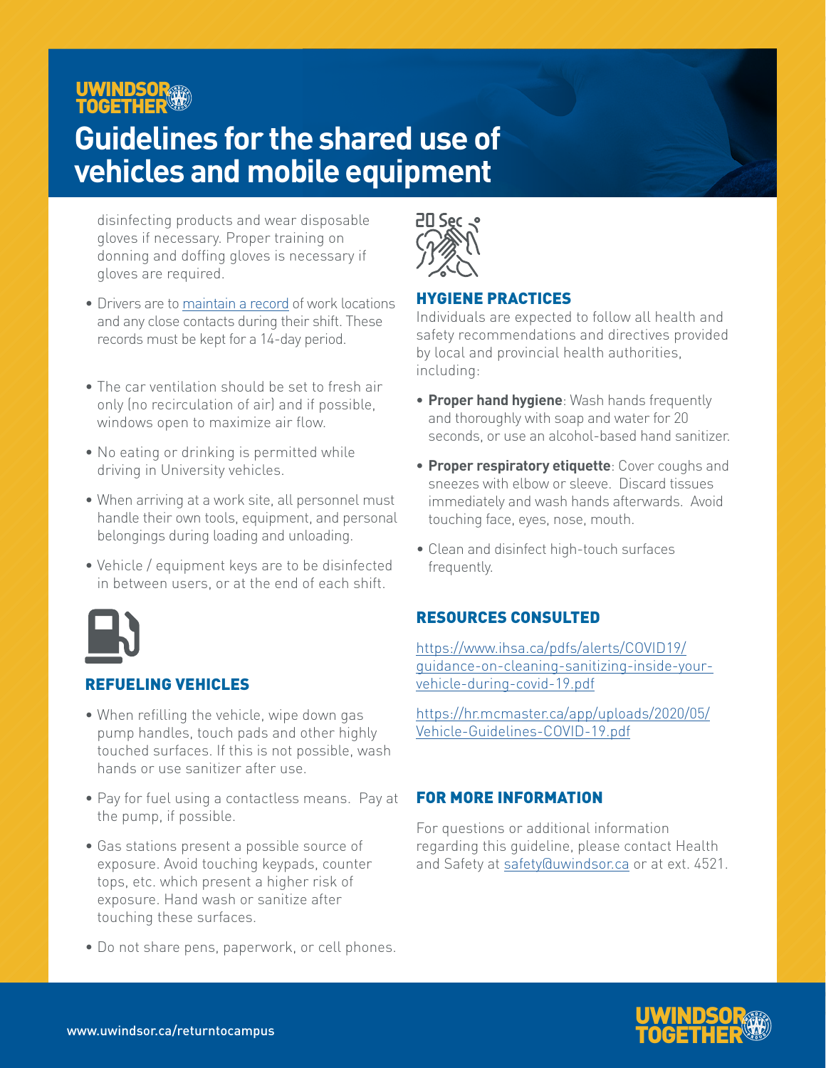UWINDSOR TOGETHER

# Guidelines for the shared use of vehicles and mobile equipment

disinfecting products and wear disposable gloves if necessary. Proper training on donning and doffing gloves is necessary if gloves are required.

- Drivers are to [maintain a record](#) of work locations and any close contacts during their shift. These records must be kept for a 14-day period.
- The car ventilation should be set to fresh air only (no recirculation of air) and if possible, windows open to maximize air flow.
- No eating or drinking is permitted while driving in University vehicles.
- When arriving at a work site, all personnel must handle their own tools, equipment, and personal belongings during loading and unloading.
- Vehicle / equipment keys are to be disinfected in between users, or at the end of each shift.

## REFUELING VEHICLES

- When refilling the vehicle, wipe down gas pump handles, touch pads and other highly touched surfaces. If this is not possible, wash hands or use sanitizer after use.
- Pay for fuel using a contactless means. Pay at the pump, if possible.
- Gas stations present a possible source of exposure. Avoid touching keypads, counter tops, etc. which present a higher risk of exposure. Hand wash or sanitize after touching these surfaces.
- Do not share pens, paperwork, or cell phones.

## HYGIENE PRACTICES

Individuals are expected to follow all health and safety recommendations and directives provided by local and provincial health authorities, including:

- **Proper hand hygiene**: Wash hands frequently and thoroughly with soap and water for 20 seconds, or use an alcohol-based hand sanitizer.
- **Proper respiratory etiquette**: Cover coughs and sneezes with elbow or sleeve. Discard tissues immediately and wash hands afterwards. Avoid touching face, eyes, nose, mouth.
- Clean and disinfect high-touch surfaces frequently.

## RESOURCES CONSULTED

https://www.ihsa.ca/pdfs/alerts/COVID19/guidance-on-cleaning-sanitizing-inside-your-vehicle-during-covid-19.pdf

https://hr.mcmaster.ca/app/uploads/2020/05/Vehicle-Guidelines-COVID-19.pdf

## FOR MORE INFORMATION

For questions or additional information regarding this guideline, please contact Health and Safety at safety@uwindsor.ca or at ext. 4521.

www.uwindsor.ca/returntocampus